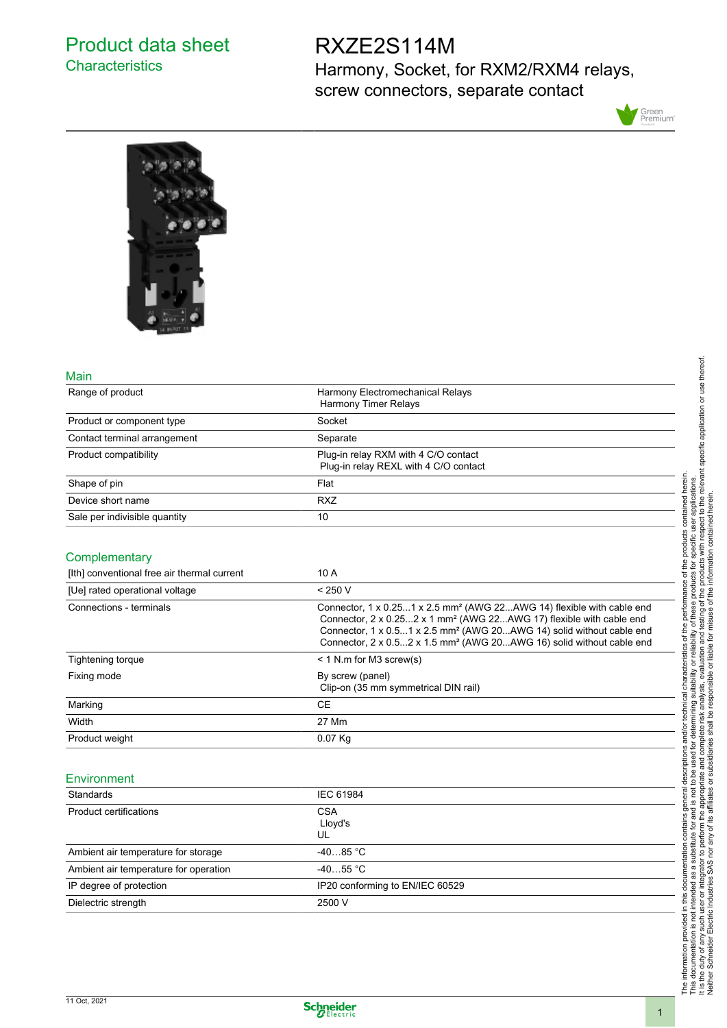# Product data sheet
## Characteristics

# RXZE2S114M

Harmony, Socket, for RXM2/RXM4 relays, screw connectors, separate contact

## Main

| | |
|---|---|
| Range of product | Harmony Electromechanical Relays<br>Harmony Timer Relays |
| Product or component type | Socket |
| Contact terminal arrangement | Separate |
| Product compatibility | Plug-in relay RXM with 4 C/O contact<br>Plug-in relay REXL with 4 C/O contact |
| Shape of pin | Flat |
| Device short name | RXZ |
| Sale per indivisible quantity | 10 |

## Complementary

| | |
|---|---|
| [Ith] conventional free air thermal current | 10 A |
| [Ue] rated operational voltage | < 250 V |
| Connections - terminals | Connector, 1 x 0.25...1 x 2.5 mm² (AWG 22...AWG 14) flexible with cable end<br>Connector, 2 x 0.25...2 x 1 mm² (AWG 22...AWG 17) flexible with cable end<br>Connector, 1 x 0.5...1 x 2.5 mm² (AWG 20...AWG 14) solid without cable end<br>Connector, 2 x 0.5...2 x 1.5 mm² (AWG 20...AWG 16) solid without cable end |
| Tightening torque | < 1 N.m for M3 screw(s) |
| Fixing mode | By screw (panel)<br>Clip-on (35 mm symmetrical DIN rail) |
| Marking | CE |
| Width | 27 Mm |
| Product weight | 0.07 Kg |

## Environment

| | |
|---|---|
| Standards | IEC 61984 |
| Product certifications | CSA<br>Lloyd's<br>UL |
| Ambient air temperature for storage | -40…85 °C |
| Ambient air temperature for operation | -40…55 °C |
| IP degree of protection | IP20 conforming to EN/IEC 60529 |
| Dielectric strength | 2500 V |

The information provided in this documentation contains general descriptions and/or technical characteristics of the performance of the products contained herein. This documentation is not intended as a substitute for and is not to be used for determining suitability or reliability of these products for specific user applications. It is the duty of any such user or integrator to perform the appropriate and complete risk analysis, evaluation and testing of the products with respect to the relevant specific application or use thereof. Neither Schneider Electric Industries SAS nor any of its affiliates or subsidiaries shall be responsible or liable for misuse of the information contained herein.

11 Oct, 2021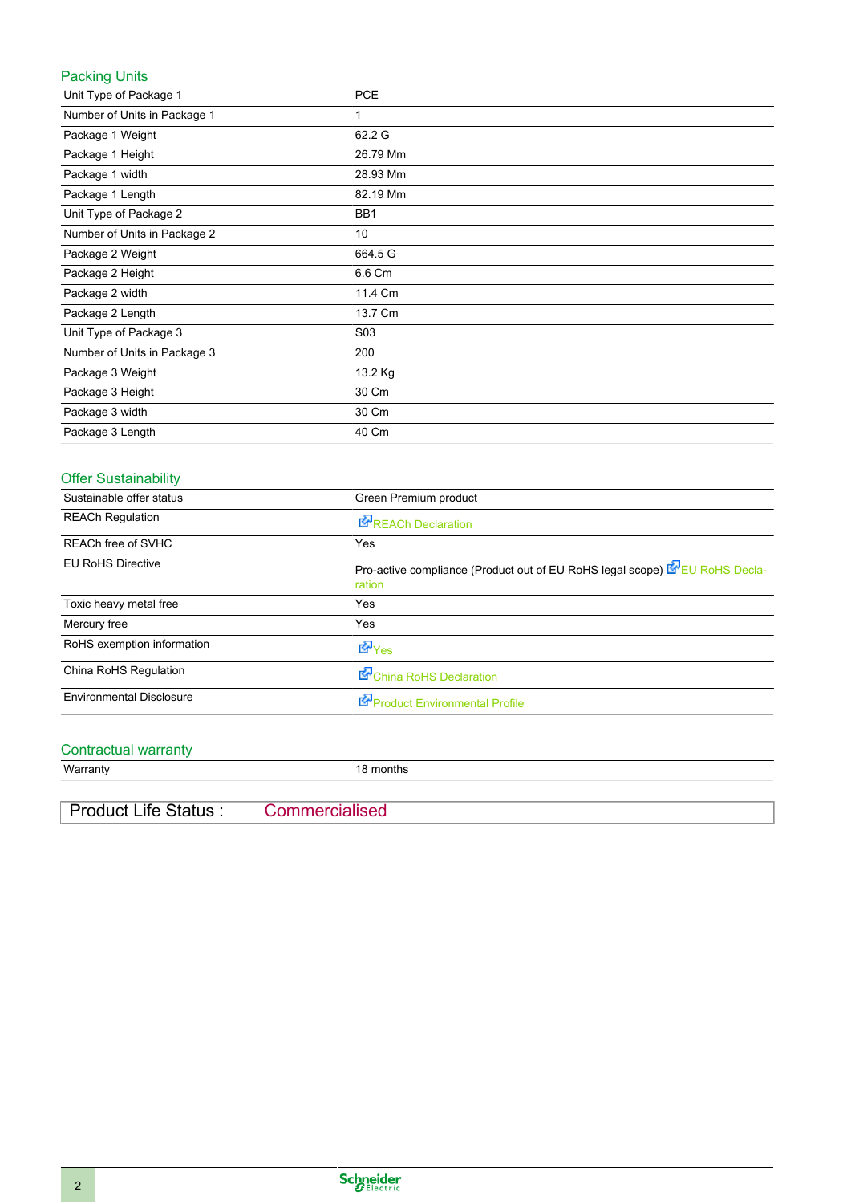## Packing Units

| | |
|---|---|
| Unit Type of Package 1 | PCE |
| Number of Units in Package 1 | 1 |
| Package 1 Weight | 62.2 G |
| Package 1 Height | 26.79 Mm |
| Package 1 width | 28.93 Mm |
| Package 1 Length | 82.19 Mm |
| Unit Type of Package 2 | BB1 |
| Number of Units in Package 2 | 10 |
| Package 2 Weight | 664.5 G |
| Package 2 Height | 6.6 Cm |
| Package 2 width | 11.4 Cm |
| Package 2 Length | 13.7 Cm |
| Unit Type of Package 3 | S03 |
| Number of Units in Package 3 | 200 |
| Package 3 Weight | 13.2 Kg |
| Package 3 Height | 30 Cm |
| Package 3 width | 30 Cm |
| Package 3 Length | 40 Cm |

## Offer Sustainability

| | |
|---|---|
| Sustainable offer status | Green Premium product |
| REACh Regulation | REACh Declaration |
| REACh free of SVHC | Yes |
| EU RoHS Directive | Pro-active compliance (Product out of EU RoHS legal scope) EU RoHS Declaration |
| Toxic heavy metal free | Yes |
| Mercury free | Yes |
| RoHS exemption information | Yes |
| China RoHS Regulation | China RoHS Declaration |
| Environmental Disclosure | Product Environmental Profile |

## Contractual warranty

| | |
|---|---|
| Warranty | 18 months |

**Product Life Status :** Commercialised